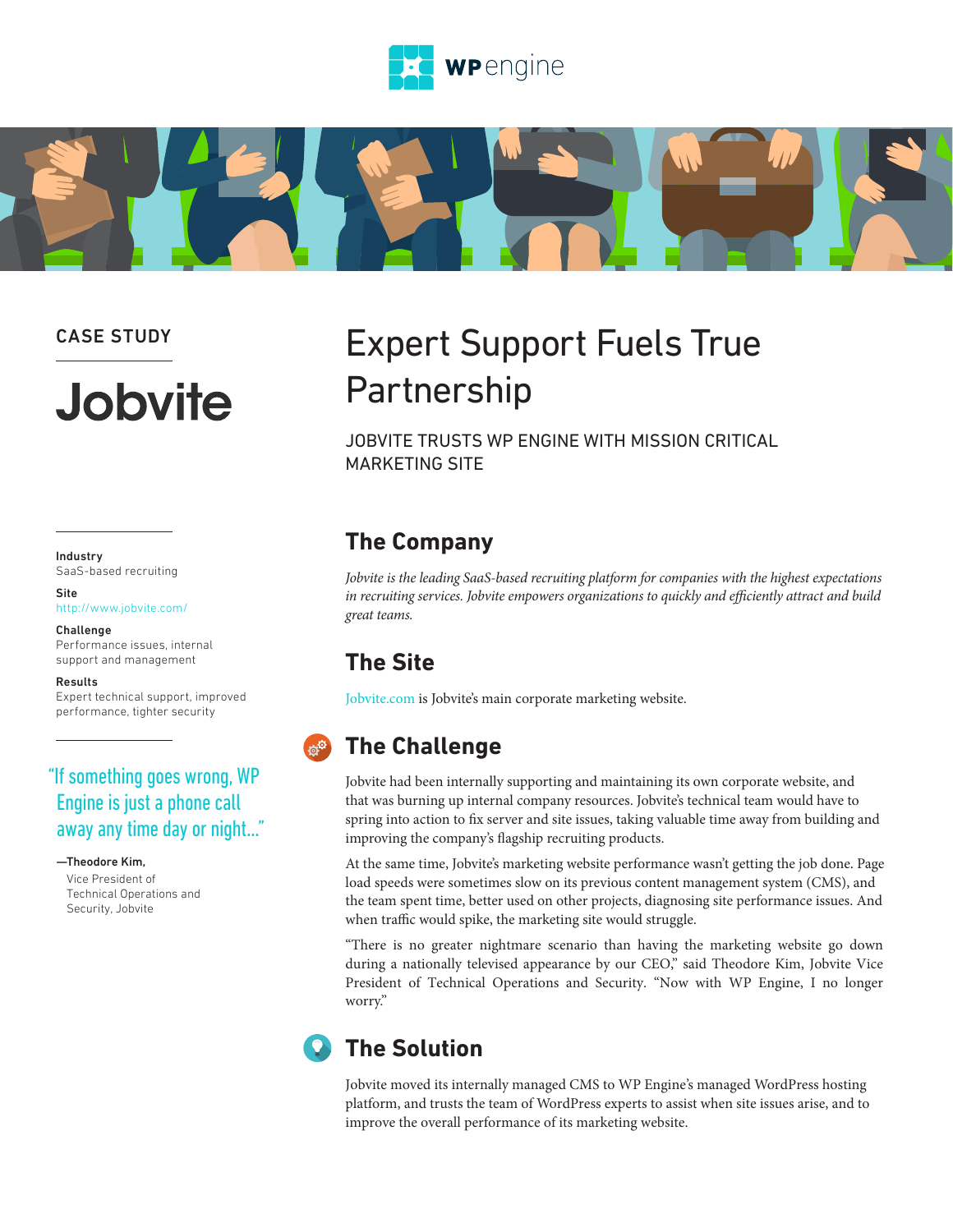wpengine

CASE STUDY

# Jobvite

# Expert Support Fuels True Partnership

JOBVITE TRUSTS WP ENGINE WITH MISSION CRITICAL MARKETING SITE

**Industry**
SaaS-based recruiting

**Site**
http://www.jobvite.com/

**Challenge**
Performance issues, internal support and management

**Results**
Expert technical support, improved performance, tighter security

> "If something goes wrong, WP Engine is just a phone call away any time day or night..."
>
> —**Theodore Kim,** Vice President of Technical Operations and Security, Jobvite

## The Company

*Jobvite is the leading SaaS-based recruiting platform for companies with the highest expectations in recruiting services. Jobvite empowers organizations to quickly and efficiently attract and build great teams.*

## The Site

Jobvite.com is Jobvite's main corporate marketing website.

## The Challenge

Jobvite had been internally supporting and maintaining its own corporate website, and that was burning up internal company resources. Jobvite's technical team would have to spring into action to fix server and site issues, taking valuable time away from building and improving the company's flagship recruiting products.

At the same time, Jobvite's marketing website performance wasn't getting the job done. Page load speeds were sometimes slow on its previous content management system (CMS), and the team spent time, better used on other projects, diagnosing site performance issues. And when traffic would spike, the marketing site would struggle.

"There is no greater nightmare scenario than having the marketing website go down during a nationally televised appearance by our CEO," said Theodore Kim, Jobvite Vice President of Technical Operations and Security. "Now with WP Engine, I no longer worry."

## The Solution

Jobvite moved its internally managed CMS to WP Engine's managed WordPress hosting platform, and trusts the team of WordPress experts to assist when site issues arise, and to improve the overall performance of its marketing website.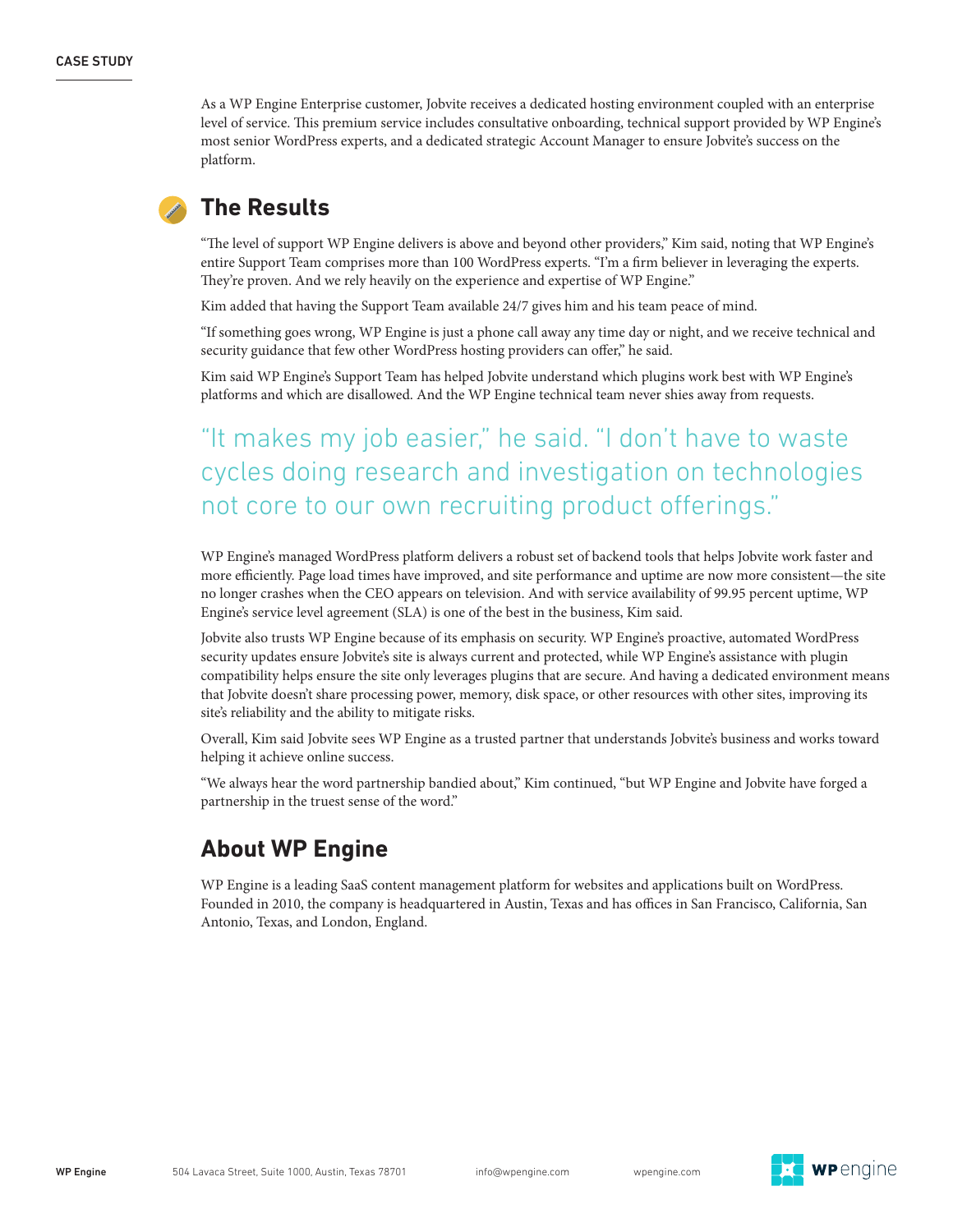As a WP Engine Enterprise customer, Jobvite receives a dedicated hosting environment coupled with an enterprise level of service. This premium service includes consultative onboarding, technical support provided by WP Engine's most senior WordPress experts, and a dedicated strategic Account Manager to ensure Jobvite's success on the platform.

## The Results

"The level of support WP Engine delivers is above and beyond other providers," Kim said, noting that WP Engine's entire Support Team comprises more than 100 WordPress experts. "I'm a firm believer in leveraging the experts. They're proven. And we rely heavily on the experience and expertise of WP Engine."

Kim added that having the Support Team available 24/7 gives him and his team peace of mind.

"If something goes wrong, WP Engine is just a phone call away any time day or night, and we receive technical and security guidance that few other WordPress hosting providers can offer," he said.

Kim said WP Engine's Support Team has helped Jobvite understand which plugins work best with WP Engine's platforms and which are disallowed. And the WP Engine technical team never shies away from requests.

> "It makes my job easier," he said. "I don't have to waste cycles doing research and investigation on technologies not core to our own recruiting product offerings."

WP Engine's managed WordPress platform delivers a robust set of backend tools that helps Jobvite work faster and more efficiently. Page load times have improved, and site performance and uptime are now more consistent—the site no longer crashes when the CEO appears on television. And with service availability of 99.95 percent uptime, WP Engine's service level agreement (SLA) is one of the best in the business, Kim said.

Jobvite also trusts WP Engine because of its emphasis on security. WP Engine's proactive, automated WordPress security updates ensure Jobvite's site is always current and protected, while WP Engine's assistance with plugin compatibility helps ensure the site only leverages plugins that are secure. And having a dedicated environment means that Jobvite doesn't share processing power, memory, disk space, or other resources with other sites, improving its site's reliability and the ability to mitigate risks.

Overall, Kim said Jobvite sees WP Engine as a trusted partner that understands Jobvite's business and works toward helping it achieve online success.

"We always hear the word partnership bandied about," Kim continued, "but WP Engine and Jobvite have forged a partnership in the truest sense of the word."

## About WP Engine

WP Engine is a leading SaaS content management platform for websites and applications built on WordPress. Founded in 2010, the company is headquartered in Austin, Texas and has offices in San Francisco, California, San Antonio, Texas, and London, England.

WP Engine    504 Lavaca Street, Suite 1000, Austin, Texas 78701    info@wpengine.com    wpengine.com